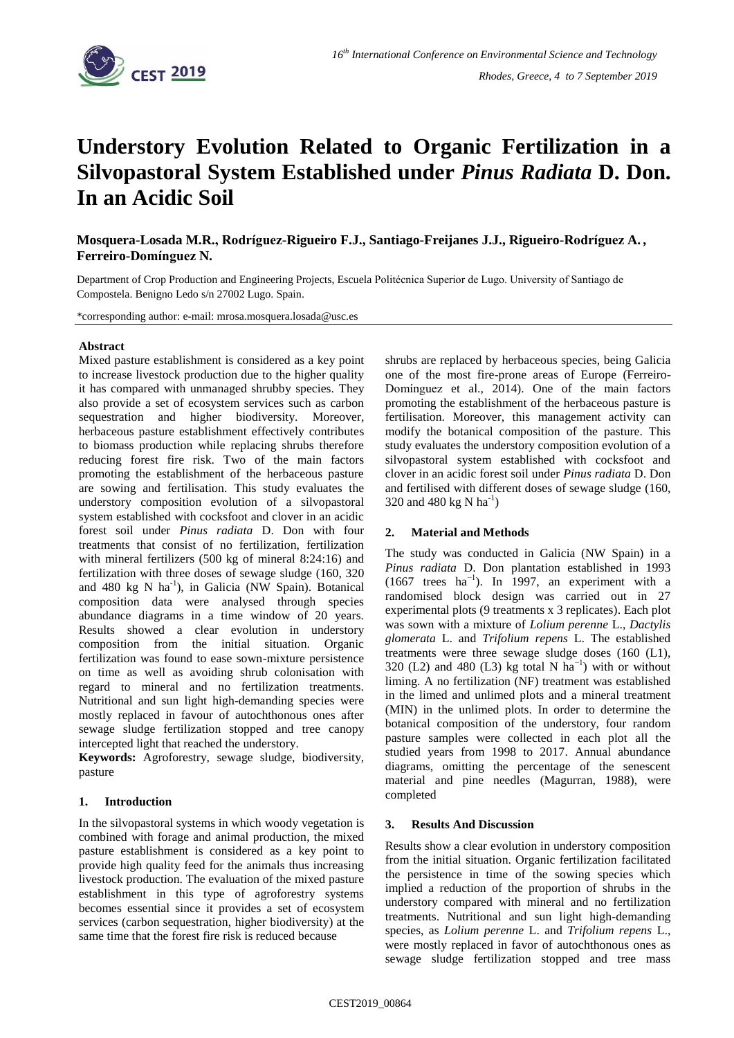# Understory Evolution Related to Organic Fertilization in a Silvopastoral System Established under *Pinus Radiata* D. Don. In an Acidic Soil

**Mosquera-Losada M.R., Rodríguez-Rigueiro F.J., Santiago-Freijanes J.J., Rigueiro-Rodríguez A., Ferreiro-Domínguez N.**

Department of Crop Production and Engineering Projects, Escuela Politécnica Superior de Lugo. University of Santiago de Compostela. Benigno Ledo s/n 27002 Lugo. Spain.

*corresponding author: e-mail: mrosa.mosquera.losada@usc.es

## Abstract

Mixed pasture establishment is considered as a key point to increase livestock production due to the higher quality it has compared with unmanaged shrubby species. They also provide a set of ecosystem services such as carbon sequestration and higher biodiversity. Moreover, herbaceous pasture establishment effectively contributes to biomass production while replacing shrubs therefore reducing forest fire risk. Two of the main factors promoting the establishment of the herbaceous pasture are sowing and fertilisation. This study evaluates the understory composition evolution of a silvopastoral system established with cocksfoot and clover in an acidic forest soil under *Pinus radiata* D. Don with four treatments that consist of no fertilization, fertilization with mineral fertilizers (500 kg of mineral 8:24:16) and fertilization with three doses of sewage sludge (160, 320 and 480 kg N $ha^{-1}$), in Galicia (NW Spain). Botanical composition data were analysed through species abundance diagrams in a time window of 20 years. Results showed a clear evolution in understory composition from the initial situation. Organic fertilization was found to ease sown-mixture persistence on time as well as avoiding shrub colonisation with regard to mineral and no fertilization treatments. Nutritional and sun light high-demanding species were mostly replaced in favour of autochthonous ones after sewage sludge fertilization stopped and tree canopy intercepted light that reached the understory.

**Keywords:** Agroforestry, sewage sludge, biodiversity, pasture

## 1. Introduction

In the silvopastoral systems in which woody vegetation is combined with forage and animal production, the mixed pasture establishment is considered as a key point to provide high quality feed for the animals thus increasing livestock production. The evaluation of the mixed pasture establishment in this type of agroforestry systems becomes essential since it provides a set of ecosystem services (carbon sequestration, higher biodiversity) at the same time that the forest fire risk is reduced because shrubs are replaced by herbaceous species, being Galicia one of the most fire-prone areas of Europe (Ferreiro-Domínguez et al., 2014). One of the main factors promoting the establishment of the herbaceous pasture is fertilisation. Moreover, this management activity can modify the botanical composition of the pasture. This study evaluates the understory composition evolution of a silvopastoral system established with cocksfoot and clover in an acidic forest soil under *Pinus radiata* D. Don and fertilised with different doses of sewage sludge (160, 320 and 480 kg N $ha^{-1}$)

## 2. Material and Methods

The study was conducted in Galicia (NW Spain) in a *Pinus radiata* D. Don plantation established in 1993 (1667 trees $ha^{-1}$). In 1997, an experiment with a randomised block design was carried out in 27 experimental plots (9 treatments x 3 replicates). Each plot was sown with a mixture of *Lolium perenne* L., *Dactylis glomerata* L. and *Trifolium repens* L. The established treatments were three sewage sludge doses (160 (L1), 320 (L2) and 480 (L3) kg total N $ha^{-1}$) with or without liming. A no fertilization (NF) treatment was established in the limed and unlimed plots and a mineral treatment (MIN) in the unlimed plots. In order to determine the botanical composition of the understory, four random pasture samples were collected in each plot all the studied years from 1998 to 2017. Annual abundance diagrams, omitting the percentage of the senescent material and pine needles (Magurran, 1988), were completed

## 3. Results And Discussion

Results show a clear evolution in understory composition from the initial situation. Organic fertilization facilitated the persistence in time of the sowing species which implied a reduction of the proportion of shrubs in the understory compared with mineral and no fertilization treatments. Nutritional and sun light high-demanding species, as *Lolium perenne* L. and *Trifolium repens* L., were mostly replaced in favor of autochthonous ones as sewage sludge fertilization stopped and tree mass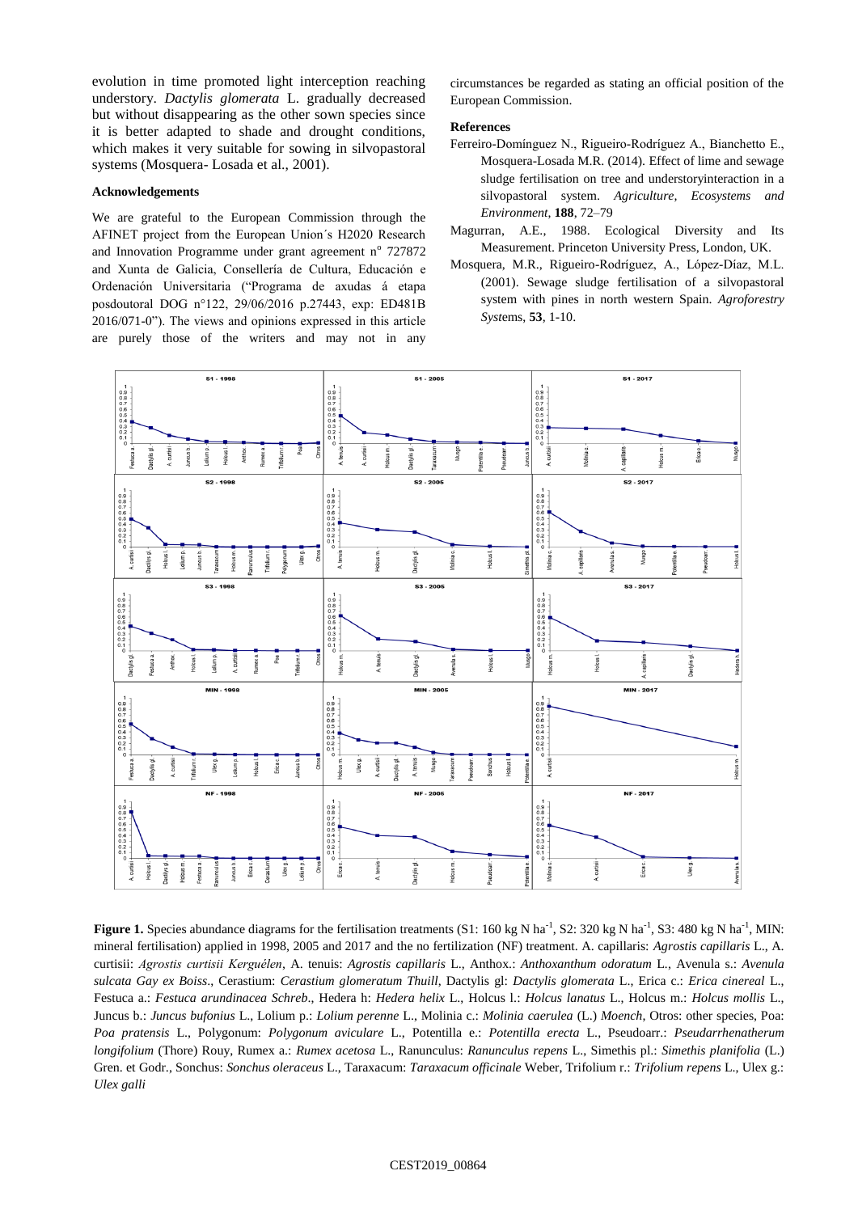evolution in time promoted light interception reaching understory. *Dactylis glomerata* L. gradually decreased but without disappearing as the other sown species since it is better adapted to shade and drought conditions, which makes it very suitable for sowing in silvopastoral systems (Mosquera- Losada et al., 2001).

#### Acknowledgements

We are grateful to the European Commission through the AFINET project from the European Union´s H2020 Research and Innovation Programme under grant agreement nº 727872 and Xunta de Galicia, Consellería de Cultura, Educación e Ordenación Universitaria ("Programa de axudas á etapa posdoutoral DOG n°122, 29/06/2016 p.27443, exp: ED481B 2016/071-0"). The views and opinions expressed in this article are purely those of the writers and may not in any circumstances be regarded as stating an official position of the European Commission.

#### References

Ferreiro-Domínguez N., Rigueiro-Rodríguez A., Bianchetto E., Mosquera-Losada M.R. (2014). Effect of lime and sewage sludge fertilisation on tree and understoryinteraction in a silvopastoral system. *Agriculture, Ecosystems and Environment*, **188**, 72–79

Magurran, A.E., 1988. Ecological Diversity and Its Measurement. Princeton University Press, London, UK.

Mosquera, M.R., Rigueiro-Rodríguez, A., López-Díaz, M.L. (2001). Sewage sludge fertilisation of a silvopastoral system with pines in north western Spain. *Agroforestry Systems*, **53**, 1-10.

S1 - 1998
Festuca a. Dactylis gl. A. curtisii Juncus b. Lolium p. Holcus l. Anthox. Rumex a. Trifolium r. Poa Otros

S1 - 2005
A. tenuis A. curtisii Holcus m. Dactylis gl. Taraxacum Musgo Potentilla e. Pseudoarr. Juncus b.

S1 - 2017
A. curtisii Molinia c. A. capillaris Holcus m. Erica c. Musgo

S2 - 1998
A. curtisii Dactylis gl. Holcus l. Lolium p. Juncus b. Taraxacum Holcus m. Ranunculus Trifolium r. Polygonum Ulex g. Otros

S2 - 2005
A. tenuis Holcus m. Dactylis gl. Molinia c. Holcus l. Simethis pl.

S2 - 2017
Molinia c. A. capillaris Avenula s. Musgo Potentilla e. Pseudoarr. Holcus l.

S3 - 1998
Dactylis gl. Festuca a. Anthox. Holcus l. Lolium p. A. curtisii Rumex a. Poa Trifolium r. Otros

S3 - 2005
Holcus m. A. tenuis Dactylis gl. Avenula s. Holcus l. Musgo

S3 - 2017
Holcus m. Holcus l. A. capillaris Dactylis gl. Hedera h.

MIN - 1998
Festuca a. Dactylis gl. A. curtisii Trifolium r. Ulex g. Lolium p. Holcus l. Erica c. Juncus b. Otros

MIN - 2005
Holcus m. Ulex g. A. curtisii Dactylis gl. A. tenuis Musgo Taraxacum Pseudoarr. Sonchus Holcus l. Potentilla e.

MIN - 2017
A. curtisii Holcus m.

NF - 1998
A. curtisii Holcus l. Dactylis gl. Holcus m. Festuca a. Ranunculus Juncus b. Erica c. Cerastium Ulex g. Lolium p. Otros

NF - 2005
Erica c. A. tenuis Dactylis gl. Holcus m. Pseudoarr. Potentilla e.

NF - 2017
Molinia c. A. curtisii Erica c. Ulex g. Avenula s.

**Figure 1.** Species abundance diagrams for the fertilisation treatments (S1: 160 kg N $ha^{-1}$, S2: 320 kg N $ha^{-1}$, S3: 480 kg N $ha^{-1}$, MIN: mineral fertilisation) applied in 1998, 2005 and 2017 and the no fertilization (NF) treatment. A. capillaris: *Agrostis capillaris* L., A. curtisii: *Agrostis curtisii Kerguélen*, A. tenuis: *Agrostis capillaris* L., Anthox.: *Anthoxanthum odoratum* L., Avenula s.: *Avenula sulcata Gay ex Boiss*., Cerastium: *Cerastium glomeratum Thuill*, Dactylis gl: *Dactylis glomerata* L., Erica c.: *Erica cinereal* L., Festuca a.: *Festuca arundinacea Schreb*., Hedera h: *Hedera helix* L., Holcus l.: *Holcus lanatus* L., Holcus m.: *Holcus mollis* L., Juncus b.: *Juncus bufonius* L., Lolium p.: *Lolium perenne* L., Molinia c.: *Molinia caerulea* (L.) *Moench*, Otros: other species, Poa: *Poa pratensis* L., Polygonum: *Polygonum aviculare* L., Potentilla e.: *Potentilla erecta* L., Pseudoarr.: *Pseudarrhenatherum longifolium* (Thore) Rouy, Rumex a.: *Rumex acetosa* L., Ranunculus: *Ranunculus repens* L., Simethis pl.: *Simethis planifolia* (L.) Gren. et Godr., Sonchus: *Sonchus oleraceus* L., Taraxacum: *Taraxacum officinale* Weber, Trifolium r.: *Trifolium repens* L., Ulex g.: *Ulex galli*